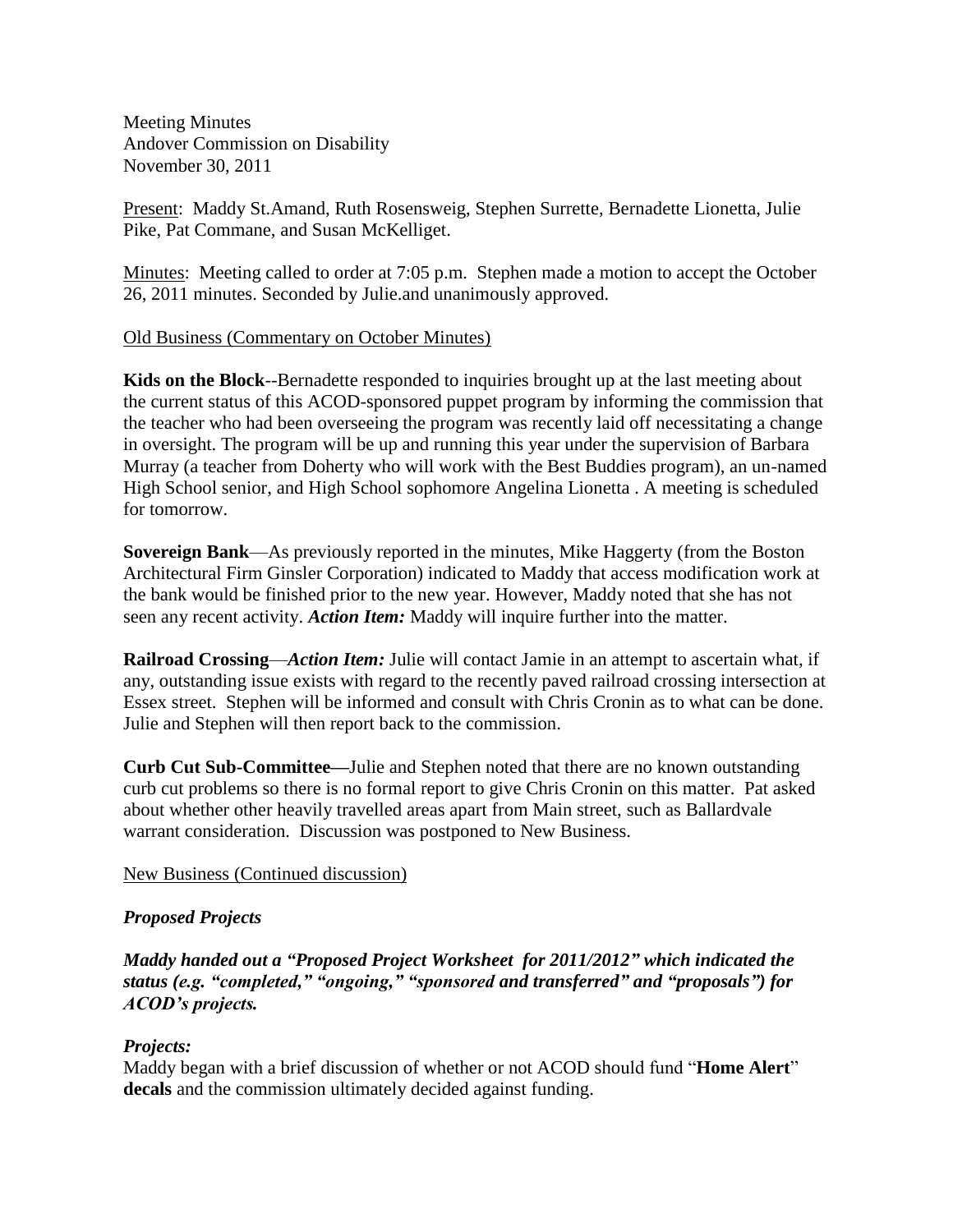Meeting Minutes
Andover Commission on Disability
November 30, 2011

Present: Maddy St.Amand, Ruth Rosensweig, Stephen Surrette, Bernadette Lionetta, Julie Pike, Pat Commane, and Susan McKelliget.

Minutes: Meeting called to order at 7:05 p.m. Stephen made a motion to accept the October 26, 2011 minutes. Seconded by Julie.and unanimously approved.

Old Business (Commentary on October Minutes)

**Kids on the Block**--Bernadette responded to inquiries brought up at the last meeting about the current status of this ACOD-sponsored puppet program by informing the commission that the teacher who had been overseeing the program was recently laid off necessitating a change in oversight. The program will be up and running this year under the supervision of Barbara Murray (a teacher from Doherty who will work with the Best Buddies program), an un-named High School senior, and High School sophomore Angelina Lionetta . A meeting is scheduled for tomorrow.

**Sovereign Bank**—As previously reported in the minutes, Mike Haggerty (from the Boston Architectural Firm Ginsler Corporation) indicated to Maddy that access modification work at the bank would be finished prior to the new year. However, Maddy noted that she has not seen any recent activity. ***Action Item:*** Maddy will inquire further into the matter.

**Railroad Crossing**—***Action Item:*** Julie will contact Jamie in an attempt to ascertain what, if any, outstanding issue exists with regard to the recently paved railroad crossing intersection at Essex street. Stephen will be informed and consult with Chris Cronin as to what can be done. Julie and Stephen will then report back to the commission.

**Curb Cut Sub-Committee—**Julie and Stephen noted that there are no known outstanding curb cut problems so there is no formal report to give Chris Cronin on this matter. Pat asked about whether other heavily travelled areas apart from Main street, such as Ballardvale warrant consideration. Discussion was postponed to New Business.

New Business (Continued discussion)

***Proposed Projects***

***Maddy handed out a "Proposed Project Worksheet for 2011/2012" which indicated the status (e.g. "completed," "ongoing," "sponsored and transferred" and "proposals") for ACOD's projects.***

***Projects:***

Maddy began with a brief discussion of whether or not ACOD should fund "**Home Alert**" **decals** and the commission ultimately decided against funding.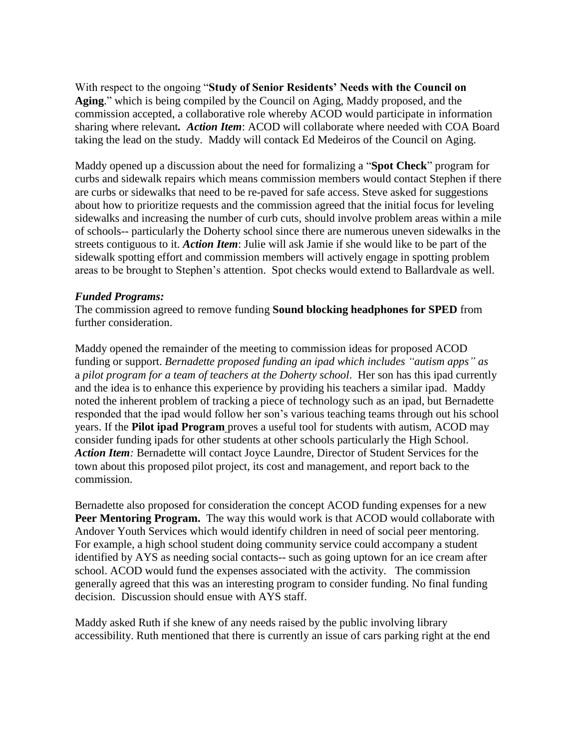With respect to the ongoing "**Study of Senior Residents' Needs with the Council on Aging**." which is being compiled by the Council on Aging, Maddy proposed, and the commission accepted, a collaborative role whereby ACOD would participate in information sharing where relevant***.*** ***Action Item***: ACOD will collaborate where needed with COA Board taking the lead on the study. Maddy will contack Ed Medeiros of the Council on Aging.

Maddy opened up a discussion about the need for formalizing a "**Spot Check**" program for curbs and sidewalk repairs which means commission members would contact Stephen if there are curbs or sidewalks that need to be re-paved for safe access. Steve asked for suggestions about how to prioritize requests and the commission agreed that the initial focus for leveling sidewalks and increasing the number of curb cuts, should involve problem areas within a mile of schools-- particularly the Doherty school since there are numerous uneven sidewalks in the streets contiguous to it. ***Action Item***: Julie will ask Jamie if she would like to be part of the sidewalk spotting effort and commission members will actively engage in spotting problem areas to be brought to Stephen's attention. Spot checks would extend to Ballardvale as well.

***Funded Programs:***

The commission agreed to remove funding **Sound blocking headphones for SPED** from further consideration.

Maddy opened the remainder of the meeting to commission ideas for proposed ACOD funding or support. *Bernadette proposed funding an ipad which includes "autism apps" as a pilot program for a team of teachers at the Doherty school*. Her son has this ipad currently and the idea is to enhance this experience by providing his teachers a similar ipad. Maddy noted the inherent problem of tracking a piece of technology such as an ipad, but Bernadette responded that the ipad would follow her son's various teaching teams through out his school years. If the **Pilot ipad Program** proves a useful tool for students with autism, ACOD may consider funding ipads for other students at other schools particularly the High School. ***Action Item****:* Bernadette will contact Joyce Laundre, Director of Student Services for the town about this proposed pilot project, its cost and management, and report back to the commission.

Bernadette also proposed for consideration the concept ACOD funding expenses for a new **Peer Mentoring Program.** The way this would work is that ACOD would collaborate with Andover Youth Services which would identify children in need of social peer mentoring. For example, a high school student doing community service could accompany a student identified by AYS as needing social contacts-- such as going uptown for an ice cream after school. ACOD would fund the expenses associated with the activity. The commission generally agreed that this was an interesting program to consider funding. No final funding decision. Discussion should ensue with AYS staff.

Maddy asked Ruth if she knew of any needs raised by the public involving library accessibility. Ruth mentioned that there is currently an issue of cars parking right at the end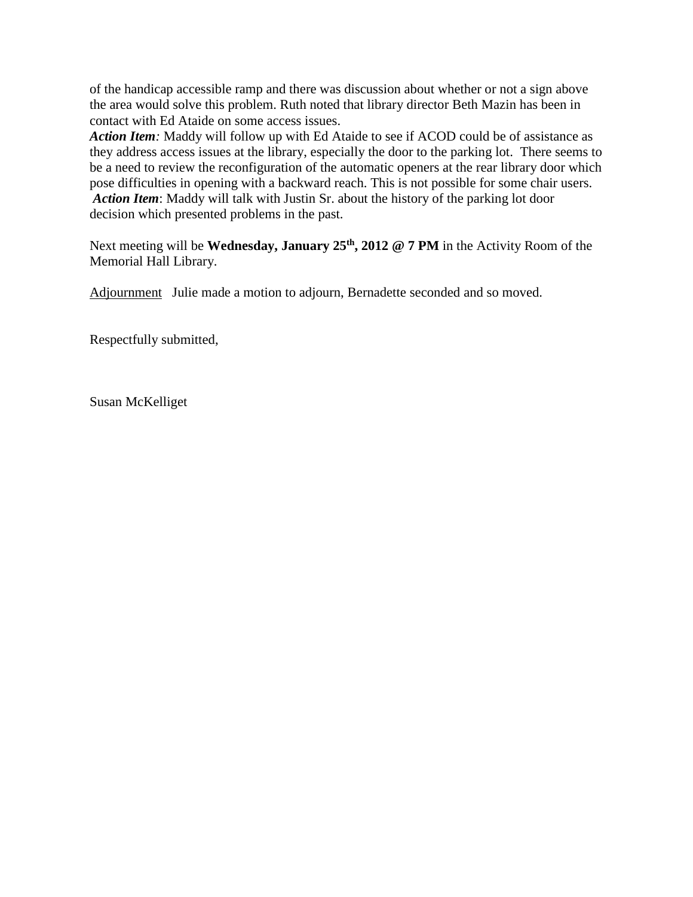of the handicap accessible ramp and there was discussion about whether or not a sign above the area would solve this problem. Ruth noted that library director Beth Mazin has been in contact with Ed Ataide on some access issues.

***Action Item**:* Maddy will follow up with Ed Ataide to see if ACOD could be of assistance as they address access issues at the library, especially the door to the parking lot. There seems to be a need to review the reconfiguration of the automatic openers at the rear library door which pose difficulties in opening with a backward reach. This is not possible for some chair users.

***Action Item***: Maddy will talk with Justin Sr. about the history of the parking lot door decision which presented problems in the past.

Next meeting will be **Wednesday, January 25th, 2012 @ 7 PM** in the Activity Room of the Memorial Hall Library.

Adjournment   Julie made a motion to adjourn, Bernadette seconded and so moved.

Respectfully submitted,

Susan McKelliget